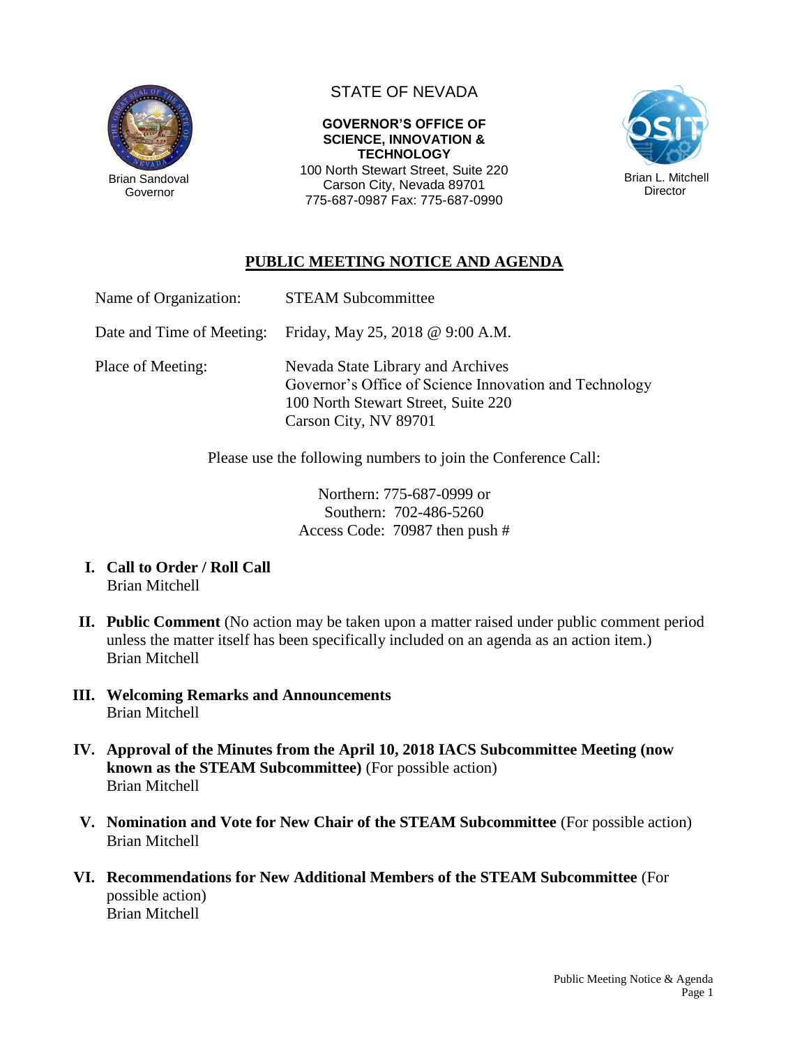Brian Sandoval
Governor

STATE OF NEVADA

**GOVERNOR'S OFFICE OF SCIENCE, INNOVATION & TECHNOLOGY**

100 North Stewart Street, Suite 220
Carson City, Nevada 89701
775-687-0987 Fax: 775-687-0990

Brian L. Mitchell
Director

# PUBLIC MEETING NOTICE AND AGENDA

Name of Organization: STEAM Subcommittee

Date and Time of Meeting: Friday, May 25, 2018 @ 9:00 A.M.

Place of Meeting: Nevada State Library and Archives
Governor's Office of Science Innovation and Technology
100 North Stewart Street, Suite 220
Carson City, NV 89701

Please use the following numbers to join the Conference Call:

Northern: 775-687-0999 or
Southern: 702-486-5260
Access Code: 70987 then push #

**I. Call to Order / Roll Call**
Brian Mitchell

**II. Public Comment** (No action may be taken upon a matter raised under public comment period unless the matter itself has been specifically included on an agenda as an action item.)
Brian Mitchell

**III. Welcoming Remarks and Announcements**
Brian Mitchell

**IV. Approval of the Minutes from the April 10, 2018 IACS Subcommittee Meeting (now known as the STEAM Subcommittee)** (For possible action)
Brian Mitchell

**V. Nomination and Vote for New Chair of the STEAM Subcommittee** (For possible action)
Brian Mitchell

**VI. Recommendations for New Additional Members of the STEAM Subcommittee** (For possible action)
Brian Mitchell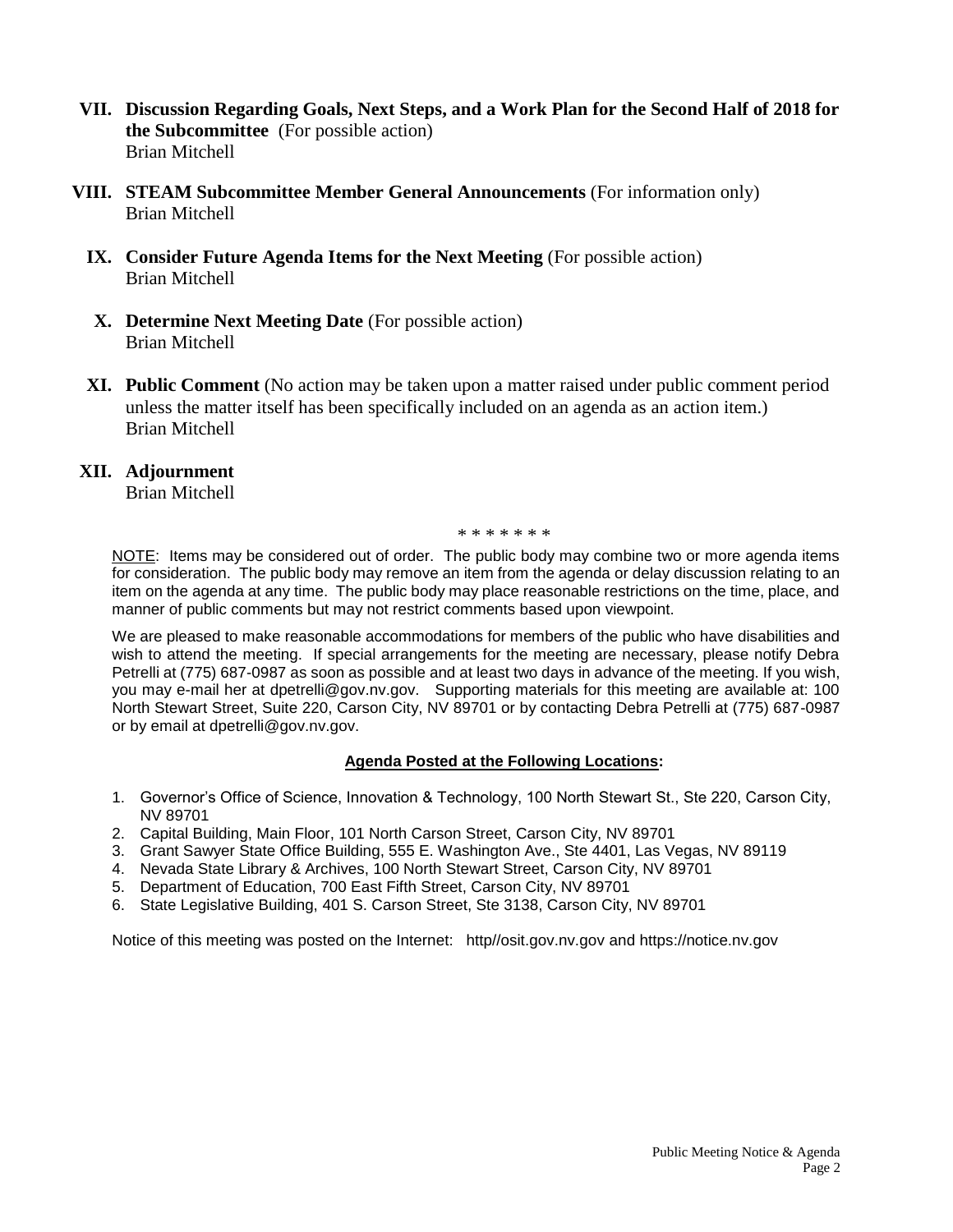**VII. Discussion Regarding Goals, Next Steps, and a Work Plan for the Second Half of 2018 for the Subcommittee** (For possible action)
Brian Mitchell

**VIII. STEAM Subcommittee Member General Announcements** (For information only)
Brian Mitchell

**IX. Consider Future Agenda Items for the Next Meeting** (For possible action)
Brian Mitchell

**X. Determine Next Meeting Date** (For possible action)
Brian Mitchell

**XI. Public Comment** (No action may be taken upon a matter raised under public comment period unless the matter itself has been specifically included on an agenda as an action item.)
Brian Mitchell

**XII. Adjournment**
Brian Mitchell

\* \* \* \* \* \* \*

NOTE: Items may be considered out of order. The public body may combine two or more agenda items for consideration. The public body may remove an item from the agenda or delay discussion relating to an item on the agenda at any time. The public body may place reasonable restrictions on the time, place, and manner of public comments but may not restrict comments based upon viewpoint.

We are pleased to make reasonable accommodations for members of the public who have disabilities and wish to attend the meeting. If special arrangements for the meeting are necessary, please notify Debra Petrelli at (775) 687-0987 as soon as possible and at least two days in advance of the meeting. If you wish, you may e-mail her at dpetrelli@gov.nv.gov. Supporting materials for this meeting are available at: 100 North Stewart Street, Suite 220, Carson City, NV 89701 or by contacting Debra Petrelli at (775) 687-0987 or by email at dpetrelli@gov.nv.gov.

**Agenda Posted at the Following Locations:**

1. Governor's Office of Science, Innovation & Technology, 100 North Stewart St., Ste 220, Carson City, NV 89701
2. Capital Building, Main Floor, 101 North Carson Street, Carson City, NV 89701
3. Grant Sawyer State Office Building, 555 E. Washington Ave., Ste 4401, Las Vegas, NV 89119
4. Nevada State Library & Archives, 100 North Stewart Street, Carson City, NV 89701
5. Department of Education, 700 East Fifth Street, Carson City, NV 89701
6. State Legislative Building, 401 S. Carson Street, Ste 3138, Carson City, NV 89701

Notice of this meeting was posted on the Internet: http//osit.gov.nv.gov and https://notice.nv.gov

Public Meeting Notice & Agenda